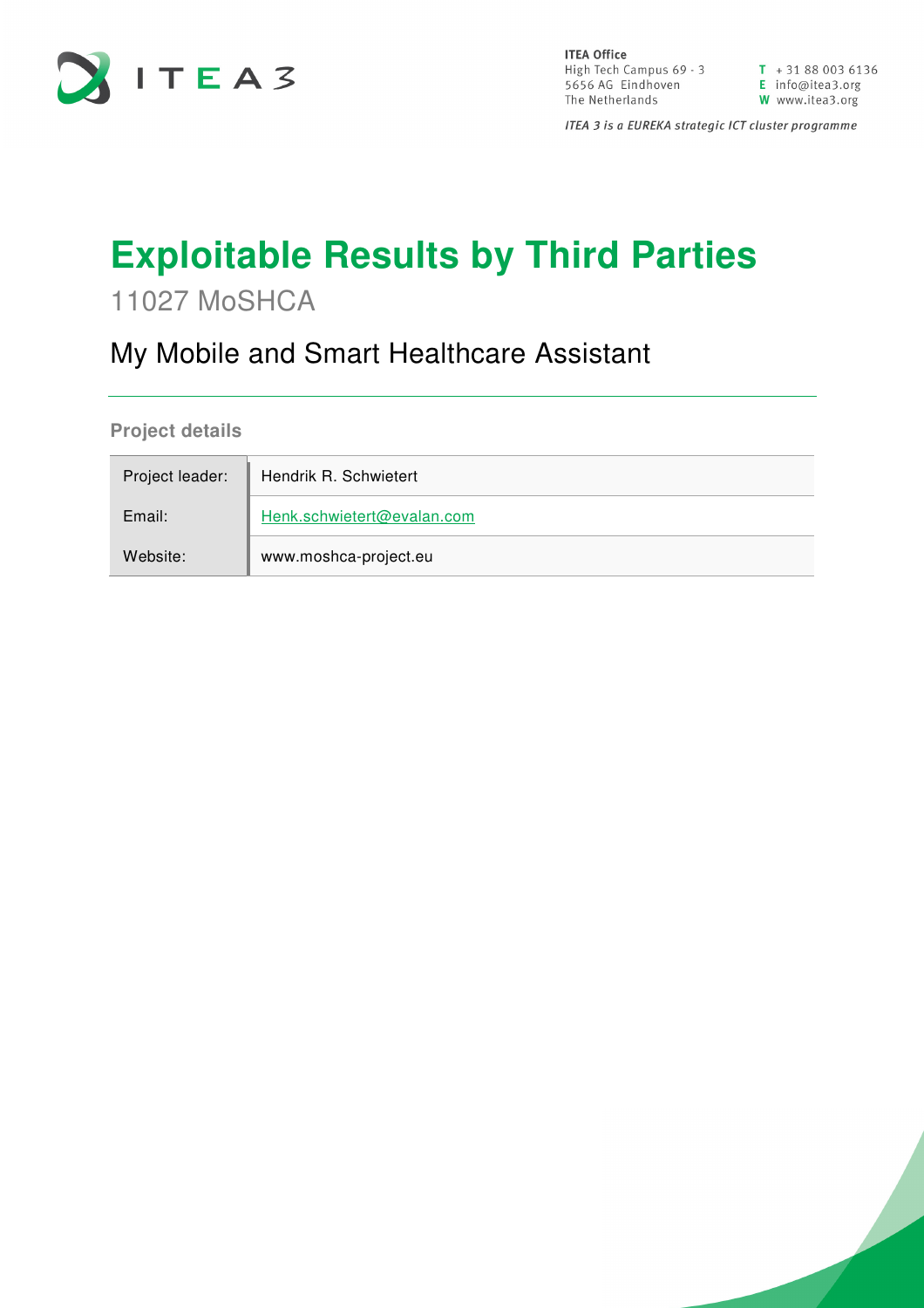ITEA Office
High Tech Campus 69 - 3
5656 AG Eindhoven
The Netherlands

T + 31 88 003 6136
E info@itea3.org
W www.itea3.org

*ITEA 3 is a EUREKA strategic ICT cluster programme*

# Exploitable Results by Third Parties

11027 MoSHCA

## My Mobile and Smart Healthcare Assistant

### Project details

| | |
|---|---|
| Project leader: | Hendrik R. Schwietert |
| Email: | Henk.schwietert@evalan.com |
| Website: | www.moshca-project.eu |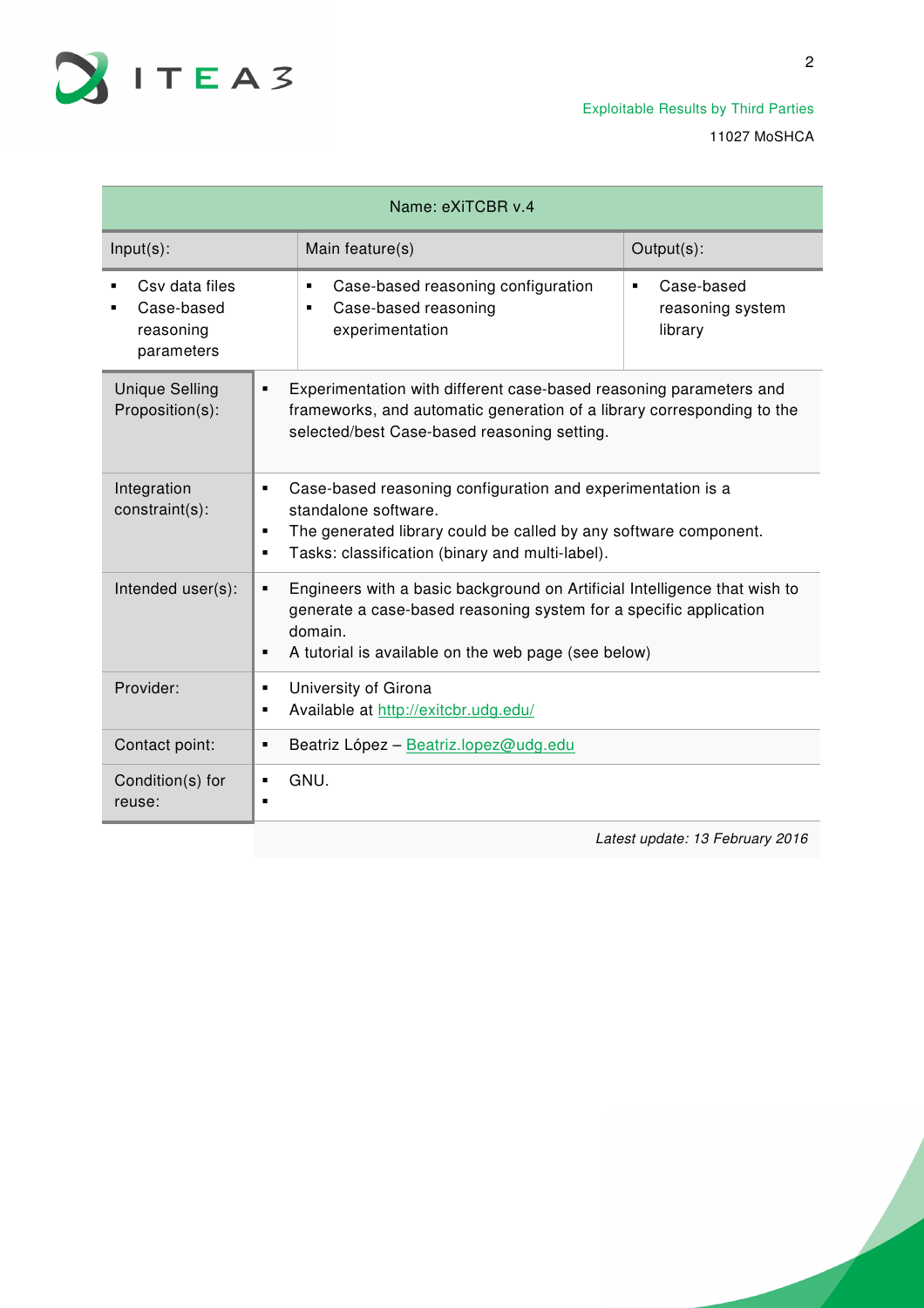| Name: eXiTCBR v.4 | | |
|---|---|---|
| Input(s): | Main feature(s) | Output(s): |
| ▪ Csv data files<br>▪ Case-based reasoning parameters | ▪ Case-based reasoning configuration<br>▪ Case-based reasoning experimentation | ▪ Case-based reasoning system library |
| Unique Selling Proposition(s): | ▪ Experimentation with different case-based reasoning parameters and frameworks, and automatic generation of a library corresponding to the selected/best Case-based reasoning setting. | |
| Integration constraint(s): | ▪ Case-based reasoning configuration and experimentation is a standalone software.<br>▪ The generated library could be called by any software component.<br>▪ Tasks: classification (binary and multi-label). | |
| Intended user(s): | ▪ Engineers with a basic background on Artificial Intelligence that wish to generate a case-based reasoning system for a specific application domain.<br>▪ A tutorial is available on the web page (see below) | |
| Provider: | ▪ University of Girona<br>▪ Available at http://exitcbr.udg.edu/ | |
| Contact point: | ▪ Beatriz López – Beatriz.lopez@udg.edu | |
| Condition(s) for reuse: | ▪ GNU.<br>▪ | |

*Latest update: 13 February 2016*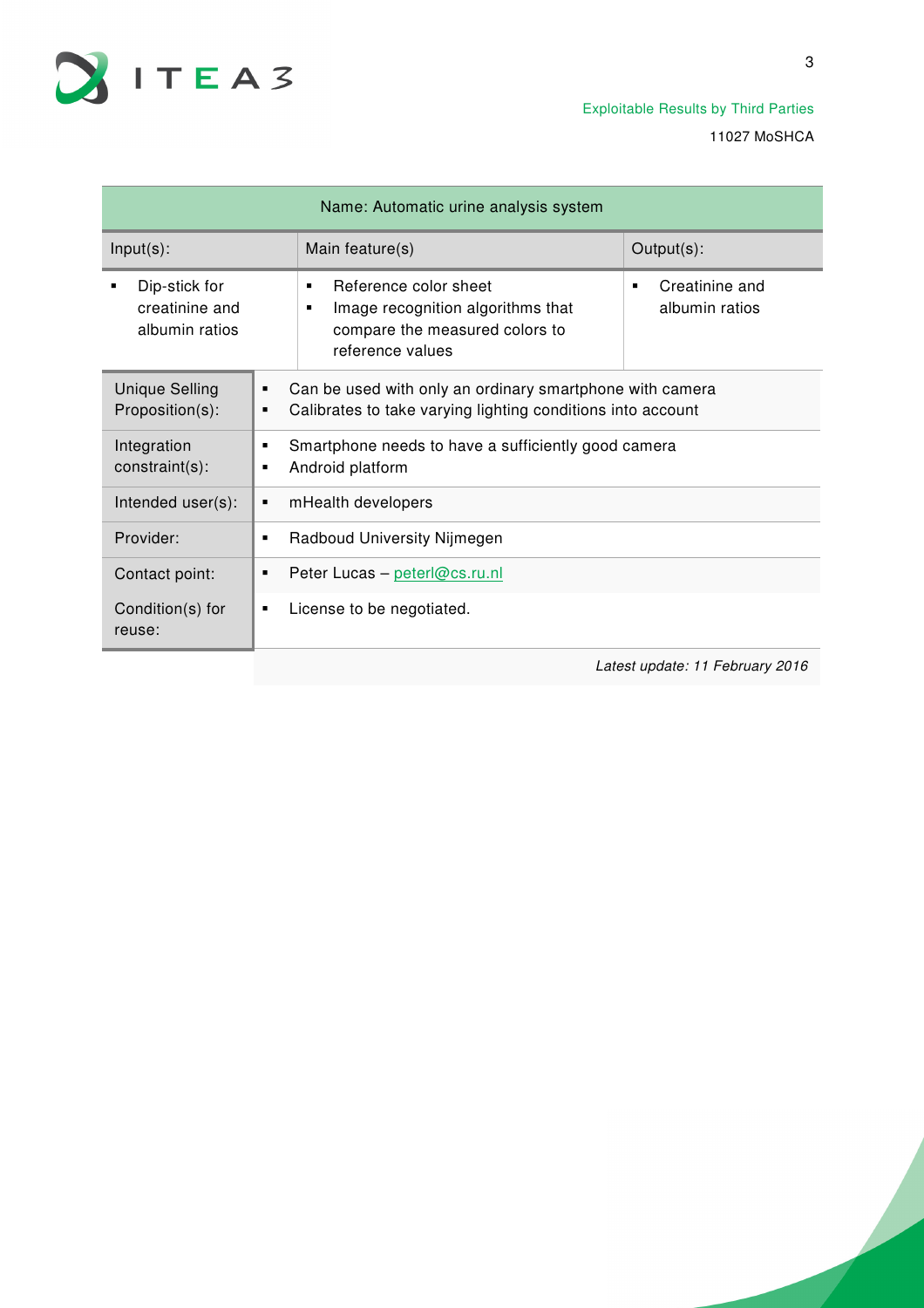| Name: Automatic urine analysis system | | |
|---|---|---|
| Input(s): | Main feature(s) | Output(s): |
| ▪ Dip-stick for creatinine and albumin ratios | ▪ Reference color sheet<br>▪ Image recognition algorithms that compare the measured colors to reference values | ▪ Creatinine and albumin ratios |

| | |
|---|---|
| Unique Selling Proposition(s): | ▪ Can be used with only an ordinary smartphone with camera<br>▪ Calibrates to take varying lighting conditions into account |
| Integration constraint(s): | ▪ Smartphone needs to have a sufficiently good camera<br>▪ Android platform |
| Intended user(s): | ▪ mHealth developers |
| Provider: | ▪ Radboud University Nijmegen |
| Contact point: | ▪ Peter Lucas – peterl@cs.ru.nl |
| Condition(s) for reuse: | ▪ License to be negotiated. |

*Latest update: 11 February 2016*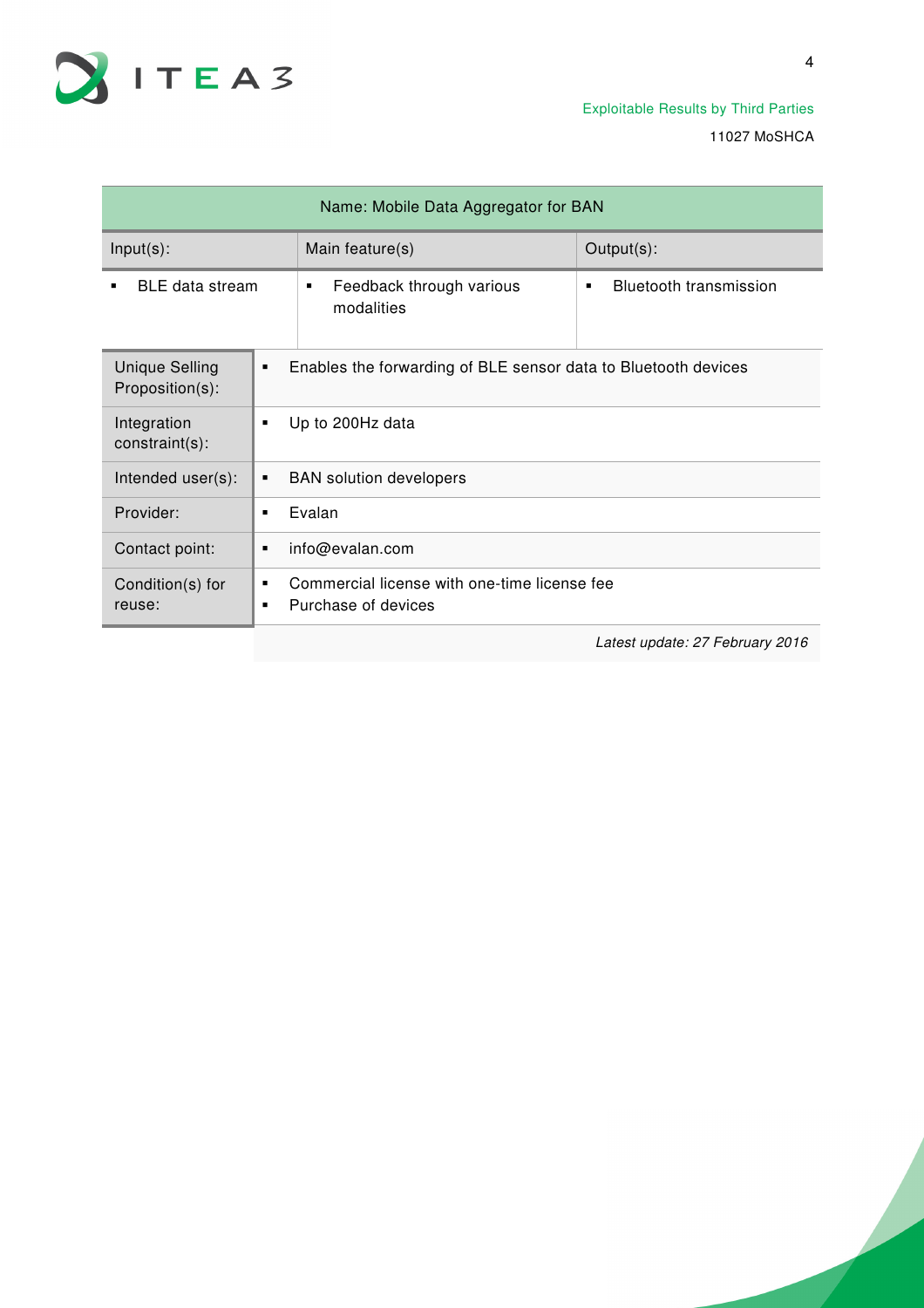| Name: Mobile Data Aggregator for BAN | | |
|---|---|---|
| Input(s): | Main feature(s) | Output(s): |
| ▪ BLE data stream | ▪ Feedback through various modalities | ▪ Bluetooth transmission |

| | |
|---|---|
| Unique Selling Proposition(s): | ▪ Enables the forwarding of BLE sensor data to Bluetooth devices |
| Integration constraint(s): | ▪ Up to 200Hz data |
| Intended user(s): | ▪ BAN solution developers |
| Provider: | ▪ Evalan |
| Contact point: | ▪ info@evalan.com |
| Condition(s) for reuse: | ▪ Commercial license with one-time license fee<br>▪ Purchase of devices |

*Latest update: 27 February 2016*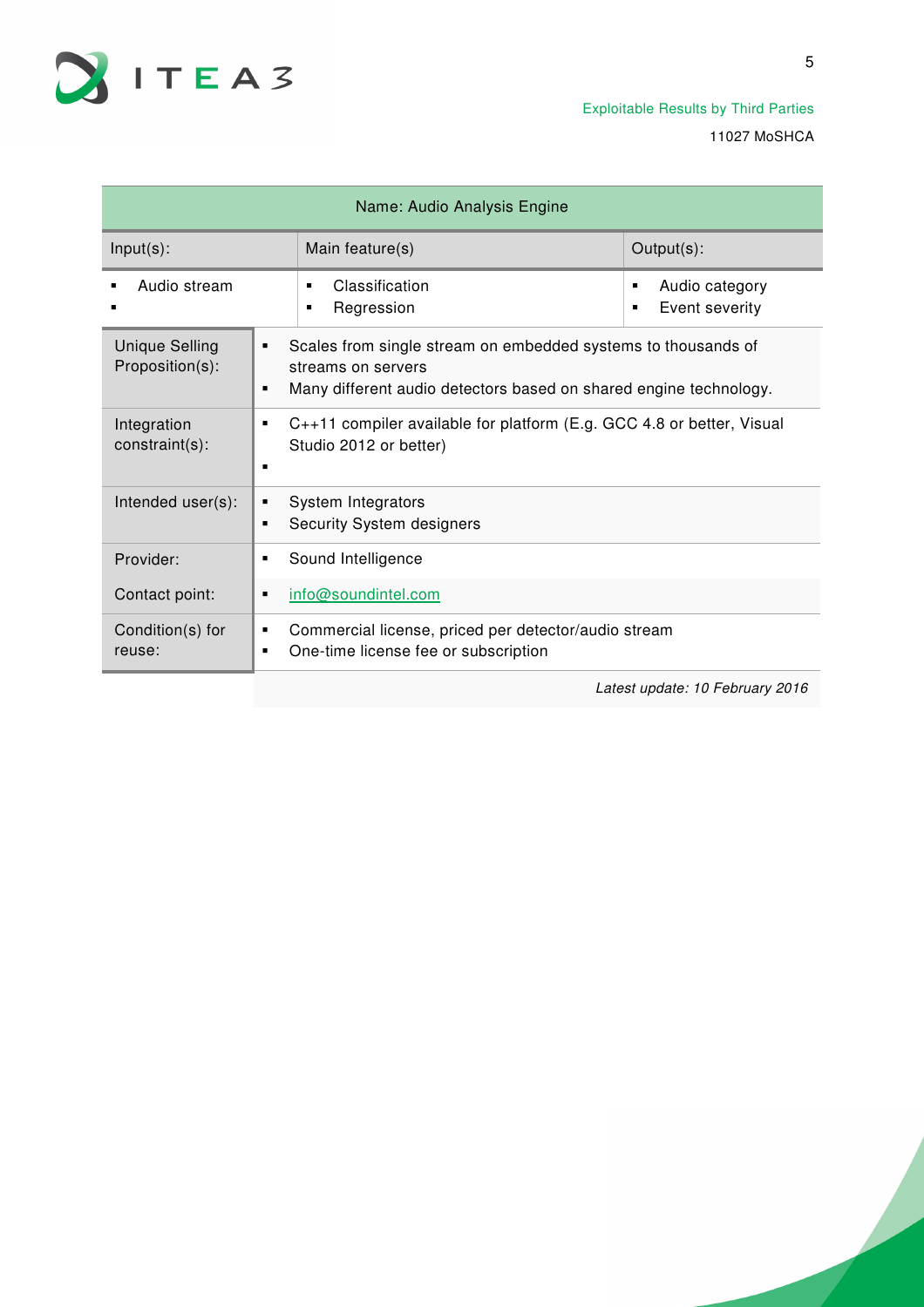| Name: Audio Analysis Engine | | |
|---|---|---|
| Input(s): | Main feature(s) | Output(s): |
| ▪ Audio stream<br>▪ | ▪ Classification<br>▪ Regression | ▪ Audio category<br>▪ Event severity |

| | |
|---|---|
| Unique Selling Proposition(s): | ▪ Scales from single stream on embedded systems to thousands of streams on servers<br>▪ Many different audio detectors based on shared engine technology. |
| Integration constraint(s): | ▪ C++11 compiler available for platform (E.g. GCC 4.8 or better, Visual Studio 2012 or better)<br>▪ |
| Intended user(s): | ▪ System Integrators<br>▪ Security System designers |
| Provider: | ▪ Sound Intelligence |
| Contact point: | ▪ info@soundintel.com |
| Condition(s) for reuse: | ▪ Commercial license, priced per detector/audio stream<br>▪ One-time license fee or subscription |

*Latest update: 10 February 2016*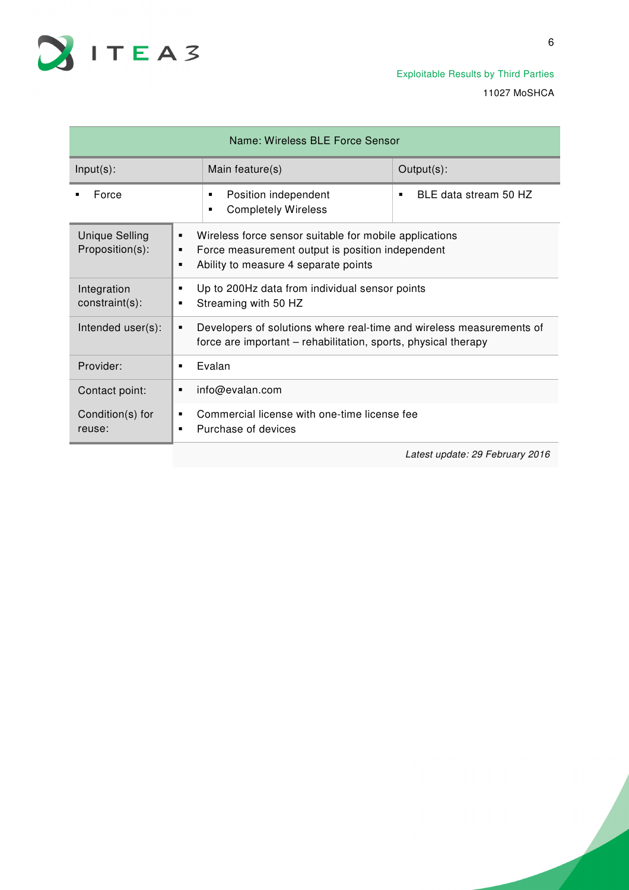| Name: Wireless BLE Force Sensor | | |
|---|---|---|
| Input(s): | Main feature(s) | Output(s): |
| ▪ Force | ▪ Position independent<br>▪ Completely Wireless | ▪ BLE data stream 50 HZ |

| | |
|---|---|
| Unique Selling Proposition(s): | ▪ Wireless force sensor suitable for mobile applications<br>▪ Force measurement output is position independent<br>▪ Ability to measure 4 separate points |
| Integration constraint(s): | ▪ Up to 200Hz data from individual sensor points<br>▪ Streaming with 50 HZ |
| Intended user(s): | ▪ Developers of solutions where real-time and wireless measurements of force are important – rehabilitation, sports, physical therapy |
| Provider: | ▪ Evalan |
| Contact point: | ▪ info@evalan.com |
| Condition(s) for reuse: | ▪ Commercial license with one-time license fee<br>▪ Purchase of devices |

*Latest update: 29 February 2016*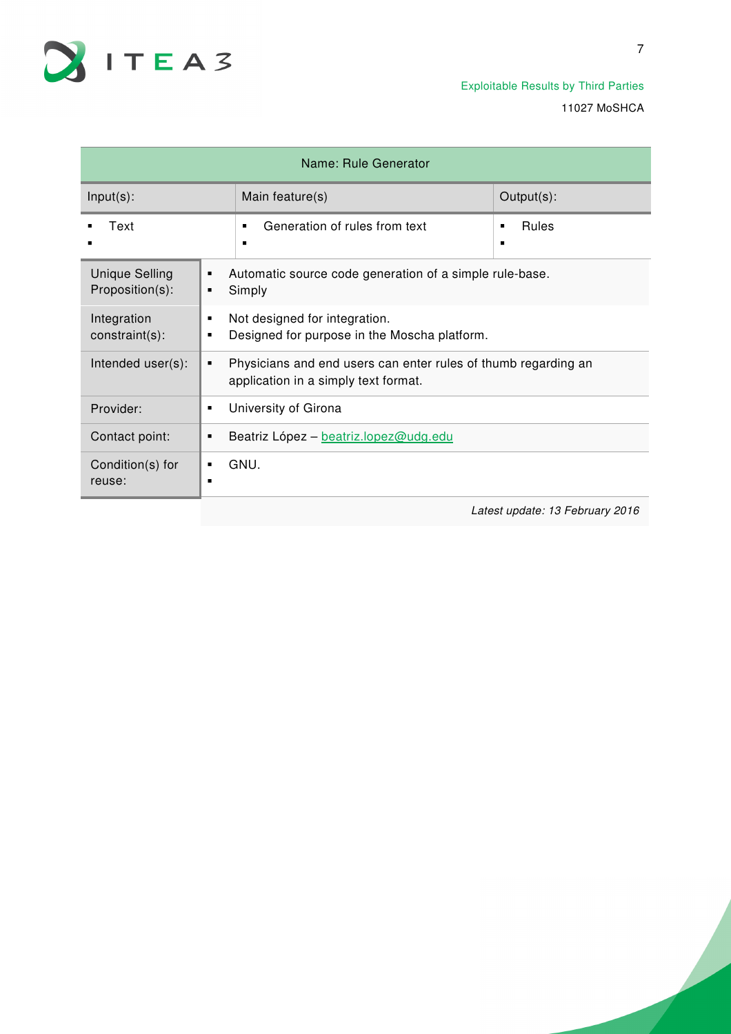| Name: Rule Generator | | |
|---|---|---|
| Input(s): | Main feature(s) | Output(s): |
| ▪ Text<br>▪ | ▪ Generation of rules from text<br>▪ | ▪ Rules<br>▪ |

| | |
|---|---|
| Unique Selling Proposition(s): | ▪ Automatic source code generation of a simple rule-base.<br>▪ Simply |
| Integration constraint(s): | ▪ Not designed for integration.<br>▪ Designed for purpose in the Moscha platform. |
| Intended user(s): | ▪ Physicians and end users can enter rules of thumb regarding an application in a simply text format. |
| Provider: | ▪ University of Girona |
| Contact point: | ▪ Beatriz López – beatriz.lopez@udg.edu |
| Condition(s) for reuse: | ▪ GNU.<br>▪ |

*Latest update: 13 February 2016*